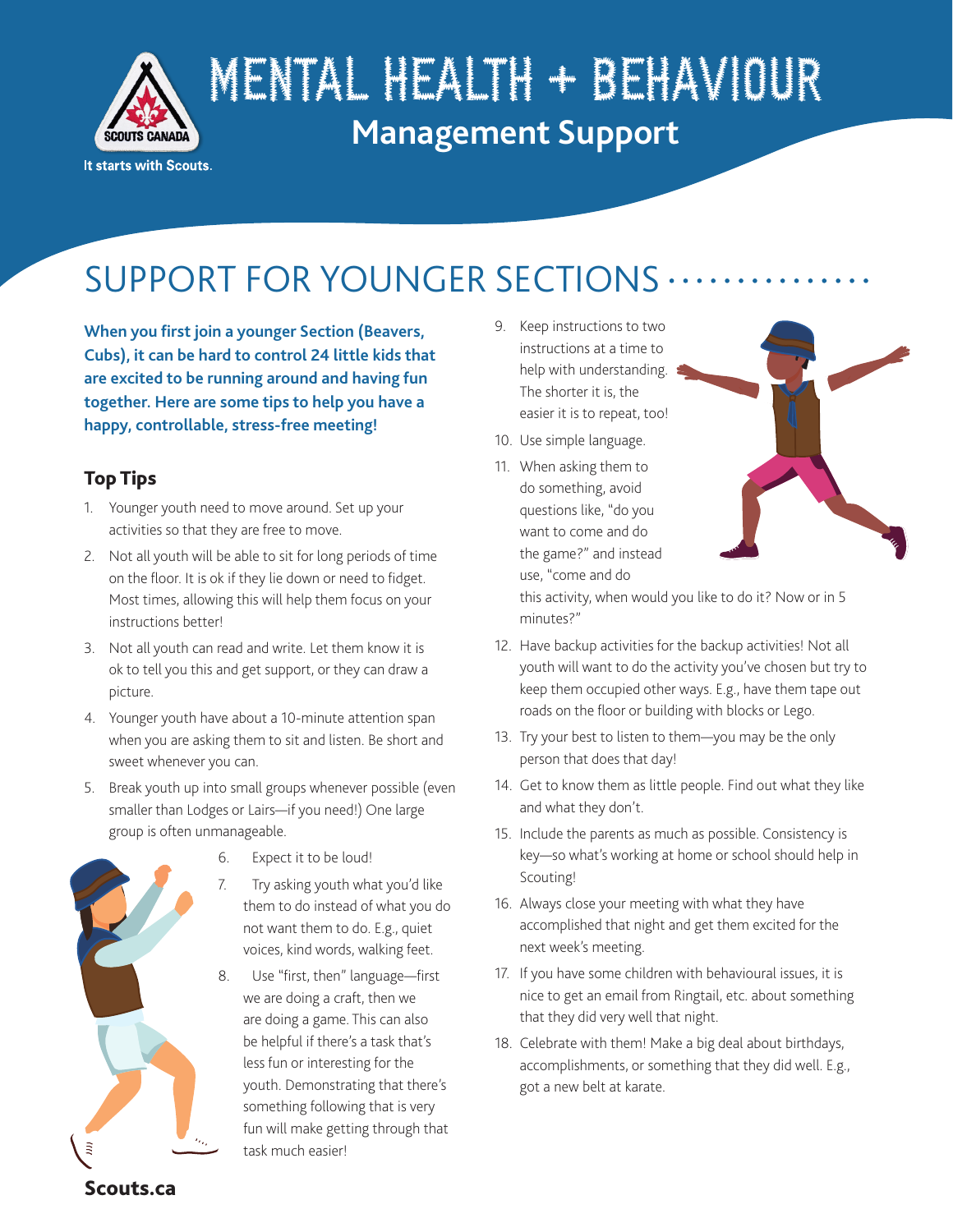# MENTAL HEALTH + BEHAVIOUR

## Management Support

It starts with Scouts.

## SUPPORT FOR YOUNGER SECTIONS

**When you first join a younger Section (Beavers, Cubs), it can be hard to control 24 little kids that are excited to be running around and having fun together. Here are some tips to help you have a happy, controllable, stress-free meeting!**

### Top Tips

1. Younger youth need to move around. Set up your activities so that they are free to move.
2. Not all youth will be able to sit for long periods of time on the floor. It is ok if they lie down or need to fidget. Most times, allowing this will help them focus on your instructions better!
3. Not all youth can read and write. Let them know it is ok to tell you this and get support, or they can draw a picture.
4. Younger youth have about a 10-minute attention span when you are asking them to sit and listen. Be short and sweet whenever you can.
5. Break youth up into small groups whenever possible (even smaller than Lodges or Lairs—if you need!) One large group is often unmanageable.
6. Expect it to be loud!
7. Try asking youth what you'd like them to do instead of what you do not want them to do. E.g., quiet voices, kind words, walking feet.
8. Use "first, then" language—first we are doing a craft, then we are doing a game. This can also be helpful if there's a task that's less fun or interesting for the youth. Demonstrating that there's something following that is very fun will make getting through that task much easier!
9. Keep instructions to two instructions at a time to help with understanding. The shorter it is, the easier it is to repeat, too!
10. Use simple language.
11. When asking them to do something, avoid questions like, "do you want to come and do the game?" and instead use, "come and do this activity, when would you like to do it? Now or in 5 minutes?"
12. Have backup activities for the backup activities! Not all youth will want to do the activity you've chosen but try to keep them occupied other ways. E.g., have them tape out roads on the floor or building with blocks or Lego.
13. Try your best to listen to them—you may be the only person that does that day!
14. Get to know them as little people. Find out what they like and what they don't.
15. Include the parents as much as possible. Consistency is key—so what's working at home or school should help in Scouting!
16. Always close your meeting with what they have accomplished that night and get them excited for the next week's meeting.
17. If you have some children with behavioural issues, it is nice to get an email from Ringtail, etc. about something that they did very well that night.
18. Celebrate with them! Make a big deal about birthdays, accomplishments, or something that they did well. E.g., got a new belt at karate.

Scouts.ca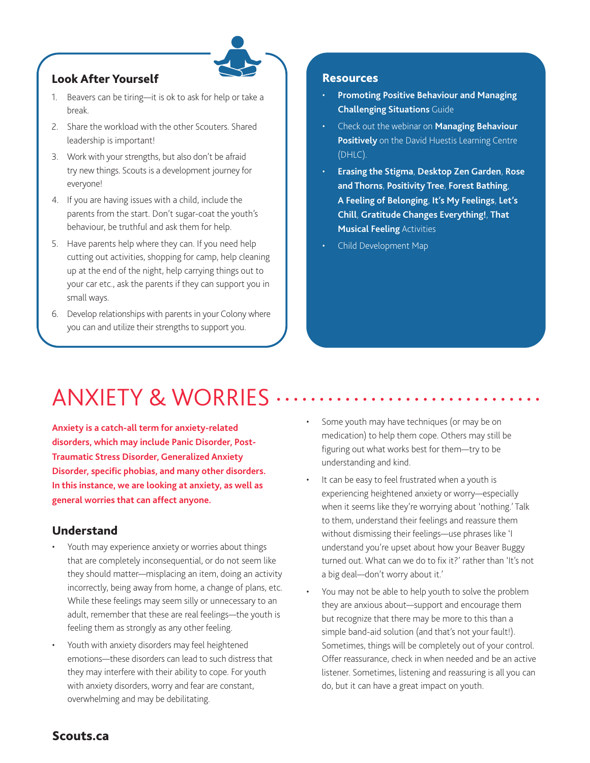## Look After Yourself

1. Beavers can be tiring—it is ok to ask for help or take a break.
2. Share the workload with the other Scouters. Shared leadership is important!
3. Work with your strengths, but also don't be afraid try new things. Scouts is a development journey for everyone!
4. If you are having issues with a child, include the parents from the start. Don't sugar-coat the youth's behaviour, be truthful and ask them for help.
5. Have parents help where they can. If you need help cutting out activities, shopping for camp, help cleaning up at the end of the night, help carrying things out to your car etc., ask the parents if they can support you in small ways.
6. Develop relationships with parents in your Colony where you can and utilize their strengths to support you.

## Resources

- **Promoting Positive Behaviour and Managing Challenging Situations** Guide
- Check out the webinar on **Managing Behaviour Positively** on the David Huestis Learning Centre (DHLC).
- **Erasing the Stigma**, **Desktop Zen Garden**, **Rose and Thorns**, **Positivity Tree**, **Forest Bathing**, **A Feeling of Belonging**, **It's My Feelings**, **Let's Chill**, **Gratitude Changes Everything!**, **That Musical Feeling** Activities
- Child Development Map

# ANXIETY & WORRIES

**Anxiety is a catch-all term for anxiety-related disorders, which may include Panic Disorder, Post-Traumatic Stress Disorder, Generalized Anxiety Disorder, specific phobias, and many other disorders. In this instance, we are looking at anxiety, as well as general worries that can affect anyone.**

## Understand

- Youth may experience anxiety or worries about things that are completely inconsequential, or do not seem like they should matter—misplacing an item, doing an activity incorrectly, being away from home, a change of plans, etc. While these feelings may seem silly or unnecessary to an adult, remember that these are real feelings—the youth is feeling them as strongly as any other feeling.
- Youth with anxiety disorders may feel heightened emotions—these disorders can lead to such distress that they may interfere with their ability to cope. For youth with anxiety disorders, worry and fear are constant, overwhelming and may be debilitating.
- Some youth may have techniques (or may be on medication) to help them cope. Others may still be figuring out what works best for them—try to be understanding and kind.
- It can be easy to feel frustrated when a youth is experiencing heightened anxiety or worry—especially when it seems like they're worrying about 'nothing.' Talk to them, understand their feelings and reassure them without dismissing their feelings—use phrases like 'I understand you're upset about how your Beaver Buggy turned out. What can we do to fix it?' rather than 'It's not a big deal—don't worry about it.'
- You may not be able to help youth to solve the problem they are anxious about—support and encourage them but recognize that there may be more to this than a simple band-aid solution (and that's not your fault!). Sometimes, things will be completely out of your control. Offer reassurance, check in when needed and be an active listener. Sometimes, listening and reassuring is all you can do, but it can have a great impact on youth.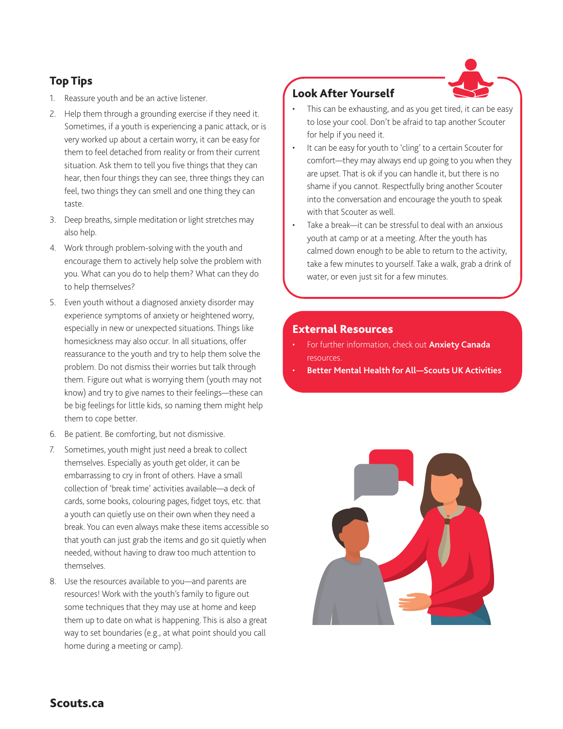## Top Tips

1. Reassure youth and be an active listener.
2. Help them through a grounding exercise if they need it. Sometimes, if a youth is experiencing a panic attack, or is very worked up about a certain worry, it can be easy for them to feel detached from reality or from their current situation. Ask them to tell you five things that they can hear, then four things they can see, three things they can feel, two things they can smell and one thing they can taste.
3. Deep breaths, simple meditation or light stretches may also help.
4. Work through problem-solving with the youth and encourage them to actively help solve the problem with you. What can you do to help them? What can they do to help themselves?
5. Even youth without a diagnosed anxiety disorder may experience symptoms of anxiety or heightened worry, especially in new or unexpected situations. Things like homesickness may also occur. In all situations, offer reassurance to the youth and try to help them solve the problem. Do not dismiss their worries but talk through them. Figure out what is worrying them (youth may not know) and try to give names to their feelings—these can be big feelings for little kids, so naming them might help them to cope better.
6. Be patient. Be comforting, but not dismissive.
7. Sometimes, youth might just need a break to collect themselves. Especially as youth get older, it can be embarrassing to cry in front of others. Have a small collection of 'break time' activities available—a deck of cards, some books, colouring pages, fidget toys, etc. that a youth can quietly use on their own when they need a break. You can even always make these items accessible so that youth can just grab the items and go sit quietly when needed, without having to draw too much attention to themselves.
8. Use the resources available to you—and parents are resources! Work with the youth's family to figure out some techniques that they may use at home and keep them up to date on what is happening. This is also a great way to set boundaries (e.g., at what point should you call home during a meeting or camp).

## Look After Yourself

- This can be exhausting, and as you get tired, it can be easy to lose your cool. Don't be afraid to tap another Scouter for help if you need it.
- It can be easy for youth to 'cling' to a certain Scouter for comfort—they may always end up going to you when they are upset. That is ok if you can handle it, but there is no shame if you cannot. Respectfully bring another Scouter into the conversation and encourage the youth to speak with that Scouter as well.
- Take a break—it can be stressful to deal with an anxious youth at camp or at a meeting. After the youth has calmed down enough to be able to return to the activity, take a few minutes to yourself. Take a walk, grab a drink of water, or even just sit for a few minutes.

## External Resources

- For further information, check out **Anxiety Canada** resources.
- **Better Mental Health for All—Scouts UK Activities**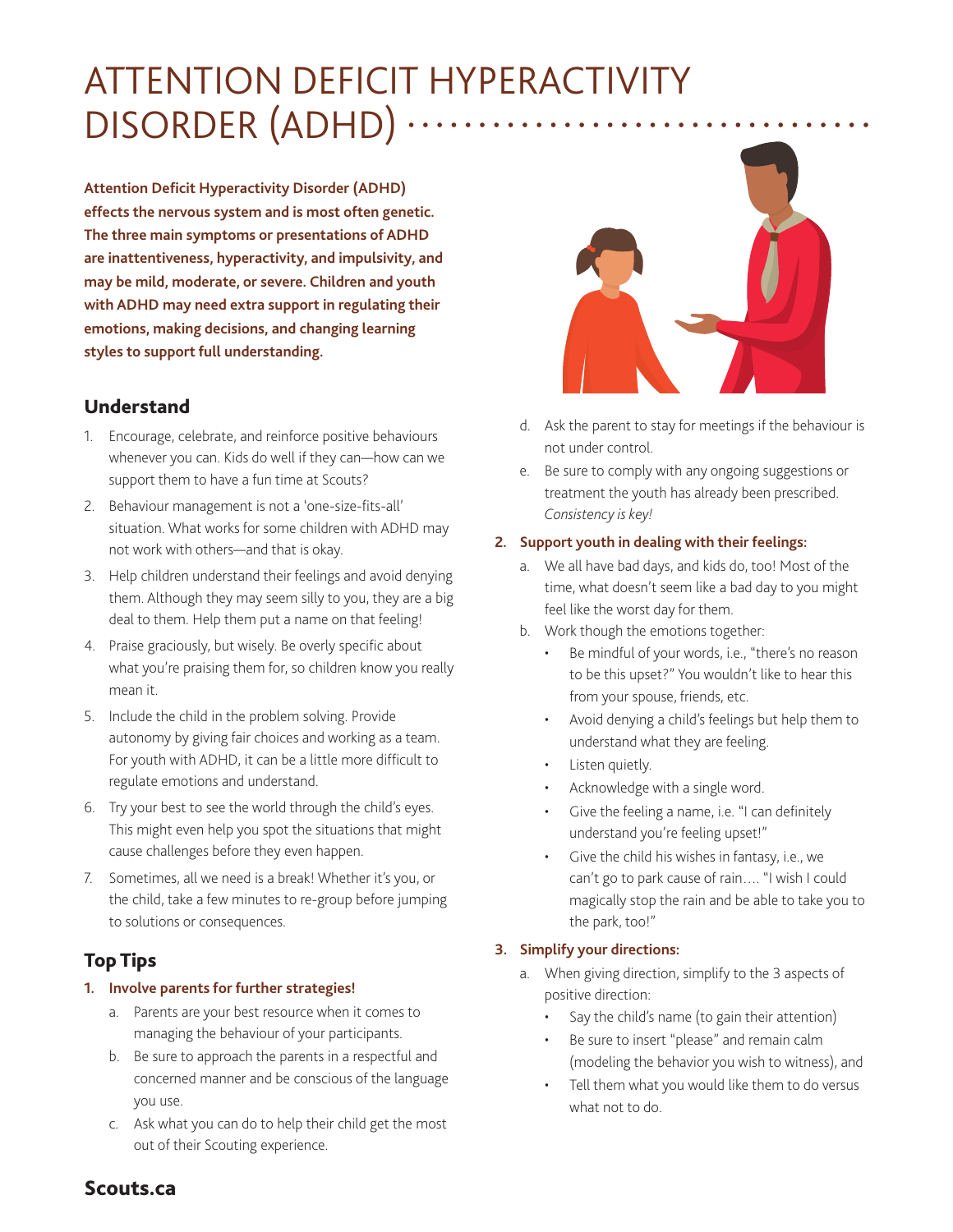# ATTENTION DEFICIT HYPERACTIVITY DISORDER (ADHD)

**Attention Deficit Hyperactivity Disorder (ADHD) effects the nervous system and is most often genetic. The three main symptoms or presentations of ADHD are inattentiveness, hyperactivity, and impulsivity, and may be mild, moderate, or severe. Children and youth with ADHD may need extra support in regulating their emotions, making decisions, and changing learning styles to support full understanding.**

## Understand

1. Encourage, celebrate, and reinforce positive behaviours whenever you can. Kids do well if they can—how can we support them to have a fun time at Scouts?
2. Behaviour management is not a 'one-size-fits-all' situation. What works for some children with ADHD may not work with others—and that is okay.
3. Help children understand their feelings and avoid denying them. Although they may seem silly to you, they are a big deal to them. Help them put a name on that feeling!
4. Praise graciously, but wisely. Be overly specific about what you're praising them for, so children know you really mean it.
5. Include the child in the problem solving. Provide autonomy by giving fair choices and working as a team. For youth with ADHD, it can be a little more difficult to regulate emotions and understand.
6. Try your best to see the world through the child's eyes. This might even help you spot the situations that might cause challenges before they even happen.
7. Sometimes, all we need is a break! Whether it's you, or the child, take a few minutes to re-group before jumping to solutions or consequences.

## Top Tips

1. **Involve parents for further strategies!**
   a. Parents are your best resource when it comes to managing the behaviour of your participants.
   b. Be sure to approach the parents in a respectful and concerned manner and be conscious of the language you use.
   c. Ask what you can do to help their child get the most out of their Scouting experience.
   d. Ask the parent to stay for meetings if the behaviour is not under control.
   e. Be sure to comply with any ongoing suggestions or treatment the youth has already been prescribed. *Consistency is key!*
2. **Support youth in dealing with their feelings:**
   a. We all have bad days, and kids do, too! Most of the time, what doesn't seem like a bad day to you might feel like the worst day for them.
   b. Work though the emotions together:
      - Be mindful of your words, i.e., "there's no reason to be this upset?" You wouldn't like to hear this from your spouse, friends, etc.
      - Avoid denying a child's feelings but help them to understand what they are feeling.
      - Listen quietly.
      - Acknowledge with a single word.
      - Give the feeling a name, i.e. "I can definitely understand you're feeling upset!"
      - Give the child his wishes in fantasy, i.e., we can't go to park cause of rain…. "I wish I could magically stop the rain and be able to take you to the park, too!"
3. **Simplify your directions:**
   a. When giving direction, simplify to the 3 aspects of positive direction:
      - Say the child's name (to gain their attention)
      - Be sure to insert "please" and remain calm (modeling the behavior you wish to witness), and
      - Tell them what you would like them to do versus what not to do.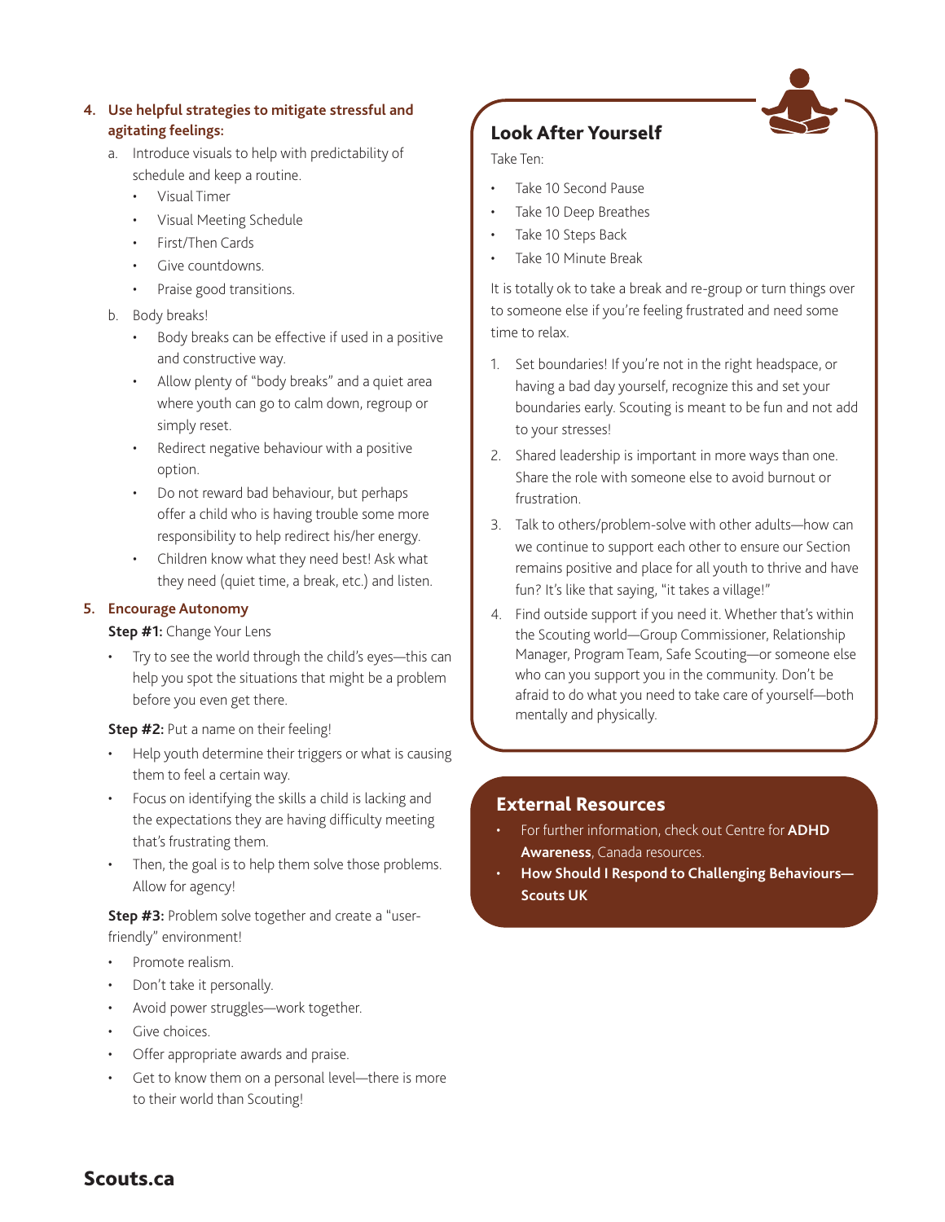4. **Use helpful strategies to mitigate stressful and agitating feelings:**
   a. Introduce visuals to help with predictability of schedule and keep a routine.
      - Visual Timer
      - Visual Meeting Schedule
      - First/Then Cards
      - Give countdowns.
      - Praise good transitions.
   b. Body breaks!
      - Body breaks can be effective if used in a positive and constructive way.
      - Allow plenty of "body breaks" and a quiet area where youth can go to calm down, regroup or simply reset.
      - Redirect negative behaviour with a positive option.
      - Do not reward bad behaviour, but perhaps offer a child who is having trouble some more responsibility to help redirect his/her energy.
      - Children know what they need best! Ask what they need (quiet time, a break, etc.) and listen.

5. **Encourage Autonomy**

   **Step #1:** Change Your Lens
   - Try to see the world through the child's eyes—this can help you spot the situations that might be a problem before you even get there.

   **Step #2:** Put a name on their feeling!
   - Help youth determine their triggers or what is causing them to feel a certain way.
   - Focus on identifying the skills a child is lacking and the expectations they are having difficulty meeting that's frustrating them.
   - Then, the goal is to help them solve those problems. Allow for agency!

   **Step #3:** Problem solve together and create a "user-friendly" environment!
   - Promote realism.
   - Don't take it personally.
   - Avoid power struggles—work together.
   - Give choices.
   - Offer appropriate awards and praise.
   - Get to know them on a personal level—there is more to their world than Scouting!

## Look After Yourself

Take Ten:

- Take 10 Second Pause
- Take 10 Deep Breathes
- Take 10 Steps Back
- Take 10 Minute Break

It is totally ok to take a break and re-group or turn things over to someone else if you're feeling frustrated and need some time to relax.

1. Set boundaries! If you're not in the right headspace, or having a bad day yourself, recognize this and set your boundaries early. Scouting is meant to be fun and not add to your stresses!
2. Shared leadership is important in more ways than one. Share the role with someone else to avoid burnout or frustration.
3. Talk to others/problem-solve with other adults—how can we continue to support each other to ensure our Section remains positive and place for all youth to thrive and have fun? It's like that saying, "it takes a village!"
4. Find outside support if you need it. Whether that's within the Scouting world—Group Commissioner, Relationship Manager, Program Team, Safe Scouting—or someone else who can you support you in the community. Don't be afraid to do what you need to take care of yourself—both mentally and physically.

## External Resources

- For further information, check out Centre for **ADHD Awareness**, Canada resources.
- **How Should I Respond to Challenging Behaviours—Scouts UK**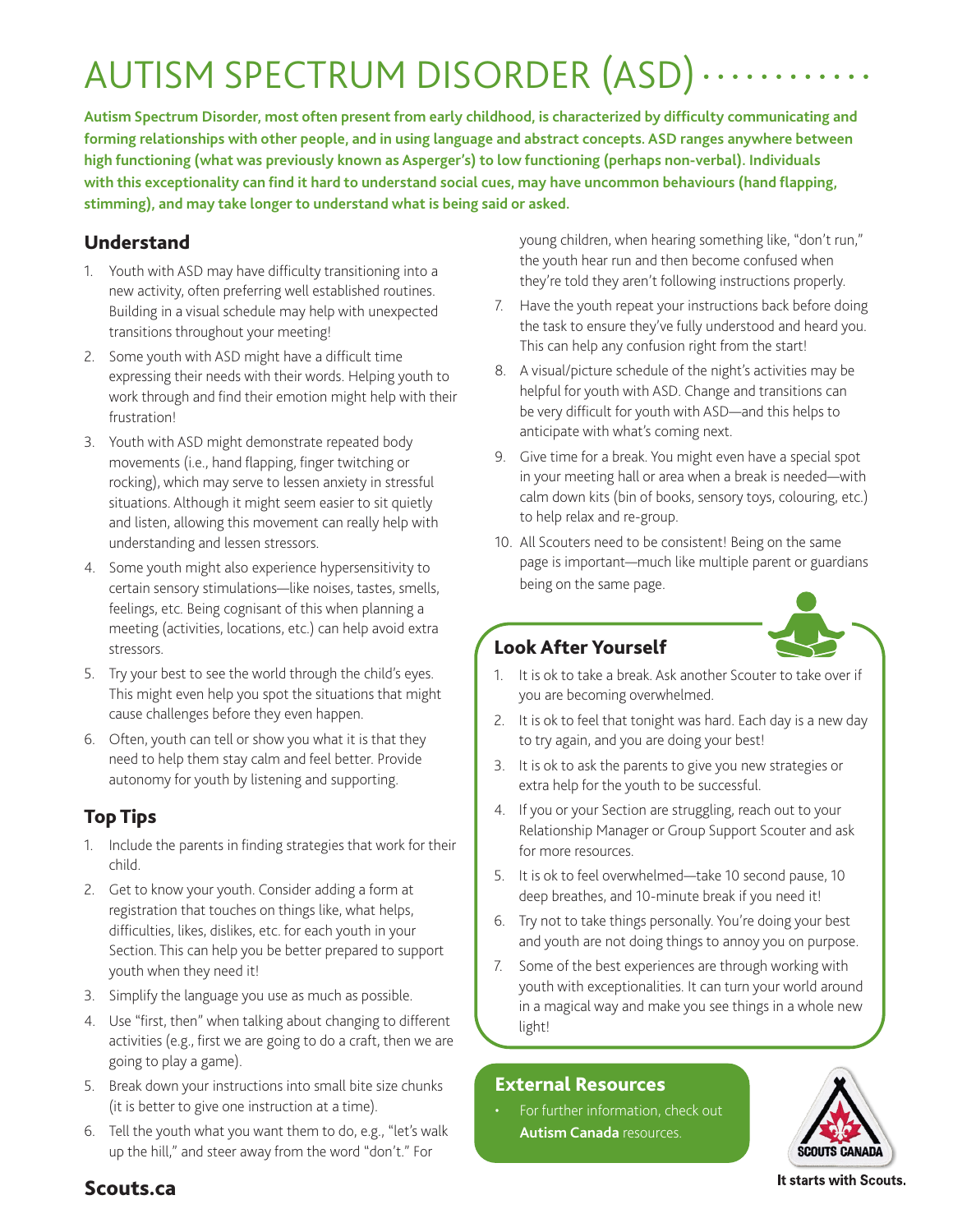# AUTISM SPECTRUM DISORDER (ASD)

**Autism Spectrum Disorder, most often present from early childhood, is characterized by difficulty communicating and forming relationships with other people, and in using language and abstract concepts. ASD ranges anywhere between high functioning (what was previously known as Asperger's) to low functioning (perhaps non-verbal). Individuals with this exceptionality can find it hard to understand social cues, may have uncommon behaviours (hand flapping, stimming), and may take longer to understand what is being said or asked.**

## Understand

1. Youth with ASD may have difficulty transitioning into a new activity, often preferring well established routines. Building in a visual schedule may help with unexpected transitions throughout your meeting!
2. Some youth with ASD might have a difficult time expressing their needs with their words. Helping youth to work through and find their emotion might help with their frustration!
3. Youth with ASD might demonstrate repeated body movements (i.e., hand flapping, finger twitching or rocking), which may serve to lessen anxiety in stressful situations. Although it might seem easier to sit quietly and listen, allowing this movement can really help with understanding and lessen stressors.
4. Some youth might also experience hypersensitivity to certain sensory stimulations—like noises, tastes, smells, feelings, etc. Being cognisant of this when planning a meeting (activities, locations, etc.) can help avoid extra stressors.
5. Try your best to see the world through the child's eyes. This might even help you spot the situations that might cause challenges before they even happen.
6. Often, youth can tell or show you what it is that they need to help them stay calm and feel better. Provide autonomy for youth by listening and supporting.

## Top Tips

1. Include the parents in finding strategies that work for their child.
2. Get to know your youth. Consider adding a form at registration that touches on things like, what helps, difficulties, likes, dislikes, etc. for each youth in your Section. This can help you be better prepared to support youth when they need it!
3. Simplify the language you use as much as possible.
4. Use "first, then" when talking about changing to different activities (e.g., first we are going to do a craft, then we are going to play a game).
5. Break down your instructions into small bite size chunks (it is better to give one instruction at a time).
6. Tell the youth what you want them to do, e.g., "let's walk up the hill," and steer away from the word "don't." For young children, when hearing something like, "don't run," the youth hear run and then become confused when they're told they aren't following instructions properly.
7. Have the youth repeat your instructions back before doing the task to ensure they've fully understood and heard you. This can help any confusion right from the start!
8. A visual/picture schedule of the night's activities may be helpful for youth with ASD. Change and transitions can be very difficult for youth with ASD—and this helps to anticipate with what's coming next.
9. Give time for a break. You might even have a special spot in your meeting hall or area when a break is needed—with calm down kits (bin of books, sensory toys, colouring, etc.) to help relax and re-group.
10. All Scouters need to be consistent! Being on the same page is important—much like multiple parent or guardians being on the same page.

## Look After Yourself

1. It is ok to take a break. Ask another Scouter to take over if you are becoming overwhelmed.
2. It is ok to feel that tonight was hard. Each day is a new day to try again, and you are doing your best!
3. It is ok to ask the parents to give you new strategies or extra help for the youth to be successful.
4. If you or your Section are struggling, reach out to your Relationship Manager or Group Support Scouter and ask for more resources.
5. It is ok to feel overwhelmed—take 10 second pause, 10 deep breathes, and 10-minute break if you need it!
6. Try not to take things personally. You're doing your best and youth are not doing things to annoy you on purpose.
7. Some of the best experiences are through working with youth with exceptionalities. It can turn your world around in a magical way and make you see things in a whole new light!

## External Resources

- For further information, check out **Autism Canada** resources.

SCOUTS CANADA

It starts with Scouts.

Scouts.ca